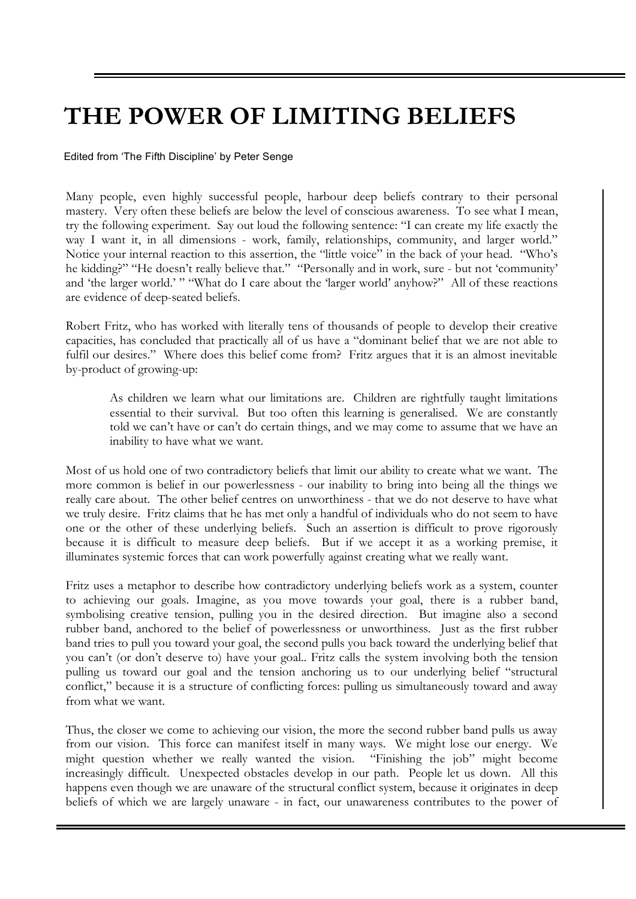# THE POWER OF LIMITING BELIEFS

Edited from 'The Fifth Discipline' by Peter Senge

Many people, even highly successful people, harbour deep beliefs contrary to their personal mastery. Very often these beliefs are below the level of conscious awareness. To see what I mean, try the following experiment. Say out loud the following sentence: "I can create my life exactly the way I want it, in all dimensions - work, family, relationships, community, and larger world." Notice your internal reaction to this assertion, the "little voice" in the back of your head. "Who's he kidding?" "He doesn't really believe that." "Personally and in work, sure - but not 'community' and 'the larger world.' " "What do I care about the 'larger world' anyhow?" All of these reactions are evidence of deep-seated beliefs.

Robert Fritz, who has worked with literally tens of thousands of people to develop their creative capacities, has concluded that practically all of us have a "dominant belief that we are not able to fulfil our desires." Where does this belief come from? Fritz argues that it is an almost inevitable by-product of growing-up:

> As children we learn what our limitations are. Children are rightfully taught limitations essential to their survival. But too often this learning is generalised. We are constantly told we can't have or can't do certain things, and we may come to assume that we have an inability to have what we want.

Most of us hold one of two contradictory beliefs that limit our ability to create what we want. The more common is belief in our powerlessness - our inability to bring into being all the things we really care about. The other belief centres on unworthiness - that we do not deserve to have what we truly desire. Fritz claims that he has met only a handful of individuals who do not seem to have one or the other of these underlying beliefs. Such an assertion is difficult to prove rigorously because it is difficult to measure deep beliefs. But if we accept it as a working premise, it illuminates systemic forces that can work powerfully against creating what we really want.

Fritz uses a metaphor to describe how contradictory underlying beliefs work as a system, counter to achieving our goals. Imagine, as you move towards your goal, there is a rubber band, symbolising creative tension, pulling you in the desired direction. But imagine also a second rubber band, anchored to the belief of powerlessness or unworthiness. Just as the first rubber band tries to pull you toward your goal, the second pulls you back toward the underlying belief that you can't (or don't deserve to) have your goal.. Fritz calls the system involving both the tension pulling us toward our goal and the tension anchoring us to our underlying belief "structural conflict," because it is a structure of conflicting forces: pulling us simultaneously toward and away from what we want.

Thus, the closer we come to achieving our vision, the more the second rubber band pulls us away from our vision. This force can manifest itself in many ways. We might lose our energy. We might question whether we really wanted the vision. "Finishing the job" might become increasingly difficult. Unexpected obstacles develop in our path. People let us down. All this happens even though we are unaware of the structural conflict system, because it originates in deep beliefs of which we are largely unaware - in fact, our unawareness contributes to the power of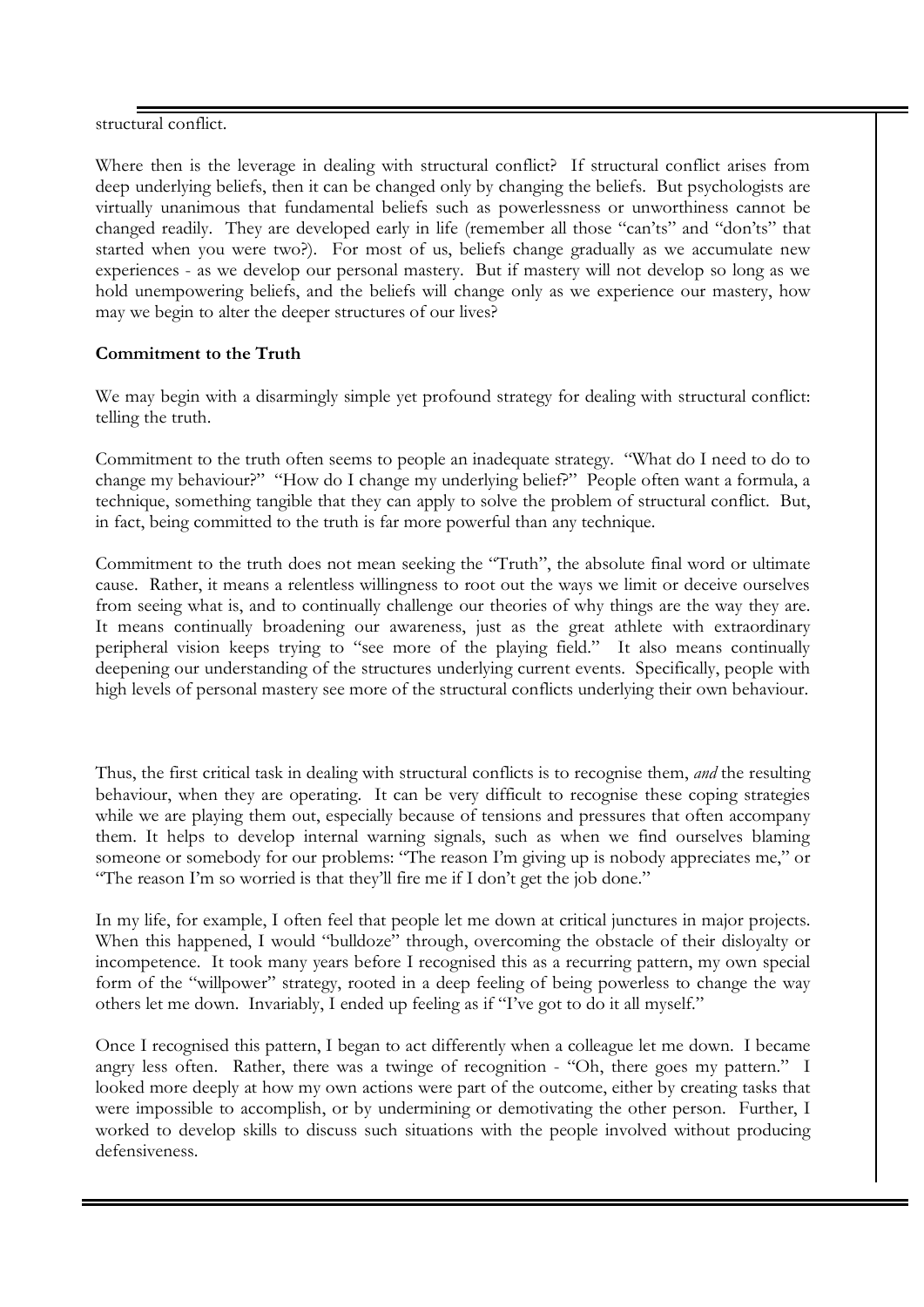structural conflict.

Where then is the leverage in dealing with structural conflict? If structural conflict arises from deep underlying beliefs, then it can be changed only by changing the beliefs. But psychologists are virtually unanimous that fundamental beliefs such as powerlessness or unworthiness cannot be changed readily. They are developed early in life (remember all those "can'ts" and "don'ts" that started when you were two?). For most of us, beliefs change gradually as we accumulate new experiences - as we develop our personal mastery. But if mastery will not develop so long as we hold unempowering beliefs, and the beliefs will change only as we experience our mastery, how may we begin to alter the deeper structures of our lives?

**Commitment to the Truth**

We may begin with a disarmingly simple yet profound strategy for dealing with structural conflict: telling the truth.

Commitment to the truth often seems to people an inadequate strategy. "What do I need to do to change my behaviour?" "How do I change my underlying belief?" People often want a formula, a technique, something tangible that they can apply to solve the problem of structural conflict. But, in fact, being committed to the truth is far more powerful than any technique.

Commitment to the truth does not mean seeking the "Truth", the absolute final word or ultimate cause. Rather, it means a relentless willingness to root out the ways we limit or deceive ourselves from seeing what is, and to continually challenge our theories of why things are the way they are. It means continually broadening our awareness, just as the great athlete with extraordinary peripheral vision keeps trying to "see more of the playing field." It also means continually deepening our understanding of the structures underlying current events. Specifically, people with high levels of personal mastery see more of the structural conflicts underlying their own behaviour.

Thus, the first critical task in dealing with structural conflicts is to recognise them, *and* the resulting behaviour, when they are operating. It can be very difficult to recognise these coping strategies while we are playing them out, especially because of tensions and pressures that often accompany them. It helps to develop internal warning signals, such as when we find ourselves blaming someone or somebody for our problems: "The reason I'm giving up is nobody appreciates me," or "The reason I'm so worried is that they'll fire me if I don't get the job done."

In my life, for example, I often feel that people let me down at critical junctures in major projects. When this happened, I would "bulldoze" through, overcoming the obstacle of their disloyalty or incompetence. It took many years before I recognised this as a recurring pattern, my own special form of the "willpower" strategy, rooted in a deep feeling of being powerless to change the way others let me down. Invariably, I ended up feeling as if "I've got to do it all myself."

Once I recognised this pattern, I began to act differently when a colleague let me down. I became angry less often. Rather, there was a twinge of recognition - "Oh, there goes my pattern." I looked more deeply at how my own actions were part of the outcome, either by creating tasks that were impossible to accomplish, or by undermining or demotivating the other person. Further, I worked to develop skills to discuss such situations with the people involved without producing defensiveness.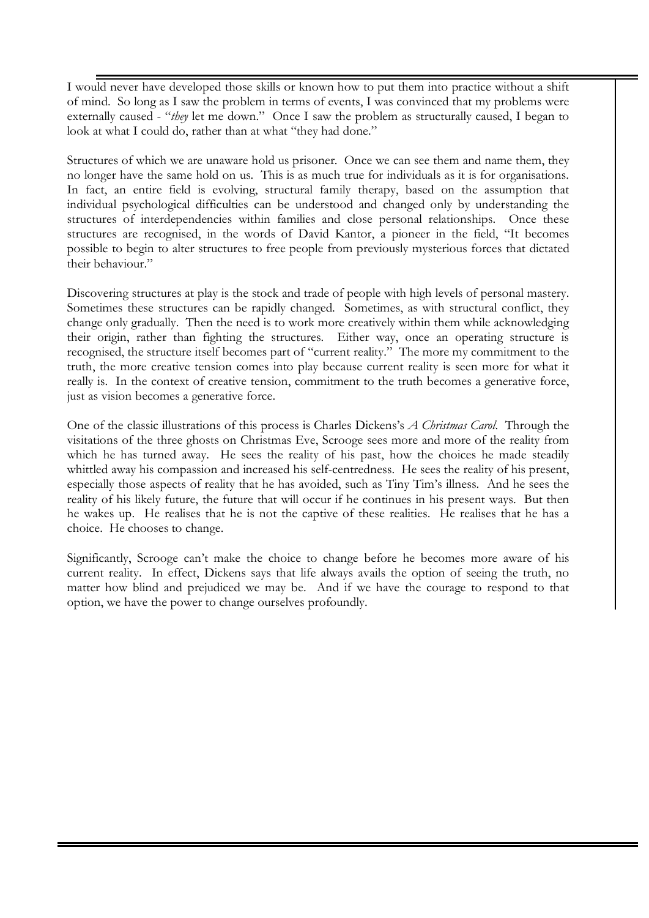I would never have developed those skills or known how to put them into practice without a shift of mind. So long as I saw the problem in terms of events, I was convinced that my problems were externally caused - "*they* let me down." Once I saw the problem as structurally caused, I began to look at what I could do, rather than at what "they had done."

Structures of which we are unaware hold us prisoner. Once we can see them and name them, they no longer have the same hold on us. This is as much true for individuals as it is for organisations. In fact, an entire field is evolving, structural family therapy, based on the assumption that individual psychological difficulties can be understood and changed only by understanding the structures of interdependencies within families and close personal relationships. Once these structures are recognised, in the words of David Kantor, a pioneer in the field, "It becomes possible to begin to alter structures to free people from previously mysterious forces that dictated their behaviour."

Discovering structures at play is the stock and trade of people with high levels of personal mastery. Sometimes these structures can be rapidly changed. Sometimes, as with structural conflict, they change only gradually. Then the need is to work more creatively within them while acknowledging their origin, rather than fighting the structures. Either way, once an operating structure is recognised, the structure itself becomes part of "current reality." The more my commitment to the truth, the more creative tension comes into play because current reality is seen more for what it really is. In the context of creative tension, commitment to the truth becomes a generative force, just as vision becomes a generative force.

One of the classic illustrations of this process is Charles Dickens's *A Christmas Carol*. Through the visitations of the three ghosts on Christmas Eve, Scrooge sees more and more of the reality from which he has turned away. He sees the reality of his past, how the choices he made steadily whittled away his compassion and increased his self-centredness. He sees the reality of his present, especially those aspects of reality that he has avoided, such as Tiny Tim's illness. And he sees the reality of his likely future, the future that will occur if he continues in his present ways. But then he wakes up. He realises that he is not the captive of these realities. He realises that he has a choice. He chooses to change.

Significantly, Scrooge can't make the choice to change before he becomes more aware of his current reality. In effect, Dickens says that life always avails the option of seeing the truth, no matter how blind and prejudiced we may be. And if we have the courage to respond to that option, we have the power to change ourselves profoundly.